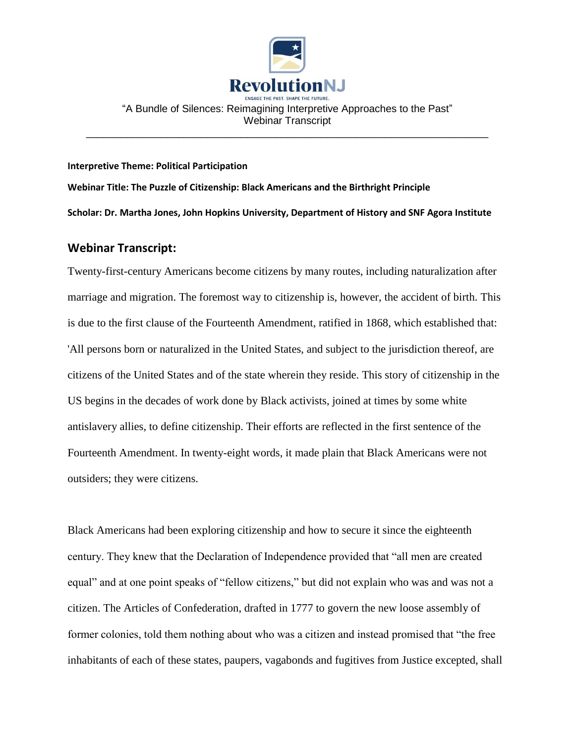RevolutionNJ

ENGAGE THE PAST. SHAPE THE FUTURE.

"A Bundle of Silences: Reimagining Interpretive Approaches to the Past"
Webinar Transcript

---

**Interpretive Theme: Political Participation**

**Webinar Title: The Puzzle of Citizenship: Black Americans and the Birthright Principle**

**Scholar: Dr. Martha Jones, John Hopkins University, Department of History and SNF Agora Institute**

## Webinar Transcript:

Twenty-first-century Americans become citizens by many routes, including naturalization after marriage and migration. The foremost way to citizenship is, however, the accident of birth. This is due to the first clause of the Fourteenth Amendment, ratified in 1868, which established that: 'All persons born or naturalized in the United States, and subject to the jurisdiction thereof, are citizens of the United States and of the state wherein they reside. This story of citizenship in the US begins in the decades of work done by Black activists, joined at times by some white antislavery allies, to define citizenship. Their efforts are reflected in the first sentence of the Fourteenth Amendment. In twenty-eight words, it made plain that Black Americans were not outsiders; they were citizens.

Black Americans had been exploring citizenship and how to secure it since the eighteenth century. They knew that the Declaration of Independence provided that "all men are created equal" and at one point speaks of "fellow citizens," but did not explain who was and was not a citizen. The Articles of Confederation, drafted in 1777 to govern the new loose assembly of former colonies, told them nothing about who was a citizen and instead promised that "the free inhabitants of each of these states, paupers, vagabonds and fugitives from Justice excepted, shall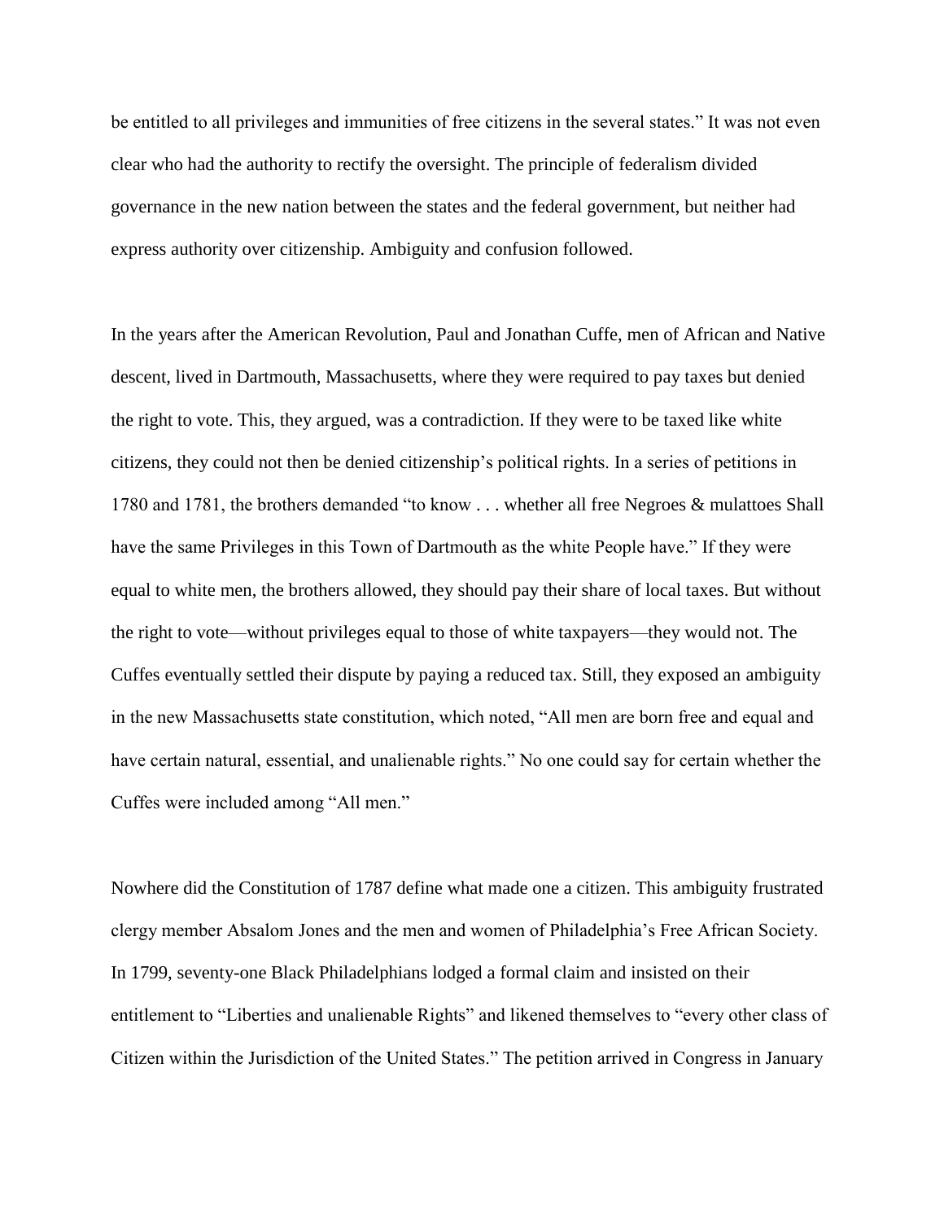be entitled to all privileges and immunities of free citizens in the several states." It was not even clear who had the authority to rectify the oversight. The principle of federalism divided governance in the new nation between the states and the federal government, but neither had express authority over citizenship. Ambiguity and confusion followed.

In the years after the American Revolution, Paul and Jonathan Cuffe, men of African and Native descent, lived in Dartmouth, Massachusetts, where they were required to pay taxes but denied the right to vote. This, they argued, was a contradiction. If they were to be taxed like white citizens, they could not then be denied citizenship's political rights. In a series of petitions in 1780 and 1781, the brothers demanded "to know . . . whether all free Negroes & mulattoes Shall have the same Privileges in this Town of Dartmouth as the white People have." If they were equal to white men, the brothers allowed, they should pay their share of local taxes. But without the right to vote—without privileges equal to those of white taxpayers—they would not. The Cuffes eventually settled their dispute by paying a reduced tax. Still, they exposed an ambiguity in the new Massachusetts state constitution, which noted, "All men are born free and equal and have certain natural, essential, and unalienable rights." No one could say for certain whether the Cuffes were included among "All men."

Nowhere did the Constitution of 1787 define what made one a citizen. This ambiguity frustrated clergy member Absalom Jones and the men and women of Philadelphia's Free African Society. In 1799, seventy-one Black Philadelphians lodged a formal claim and insisted on their entitlement to "Liberties and unalienable Rights" and likened themselves to "every other class of Citizen within the Jurisdiction of the United States." The petition arrived in Congress in January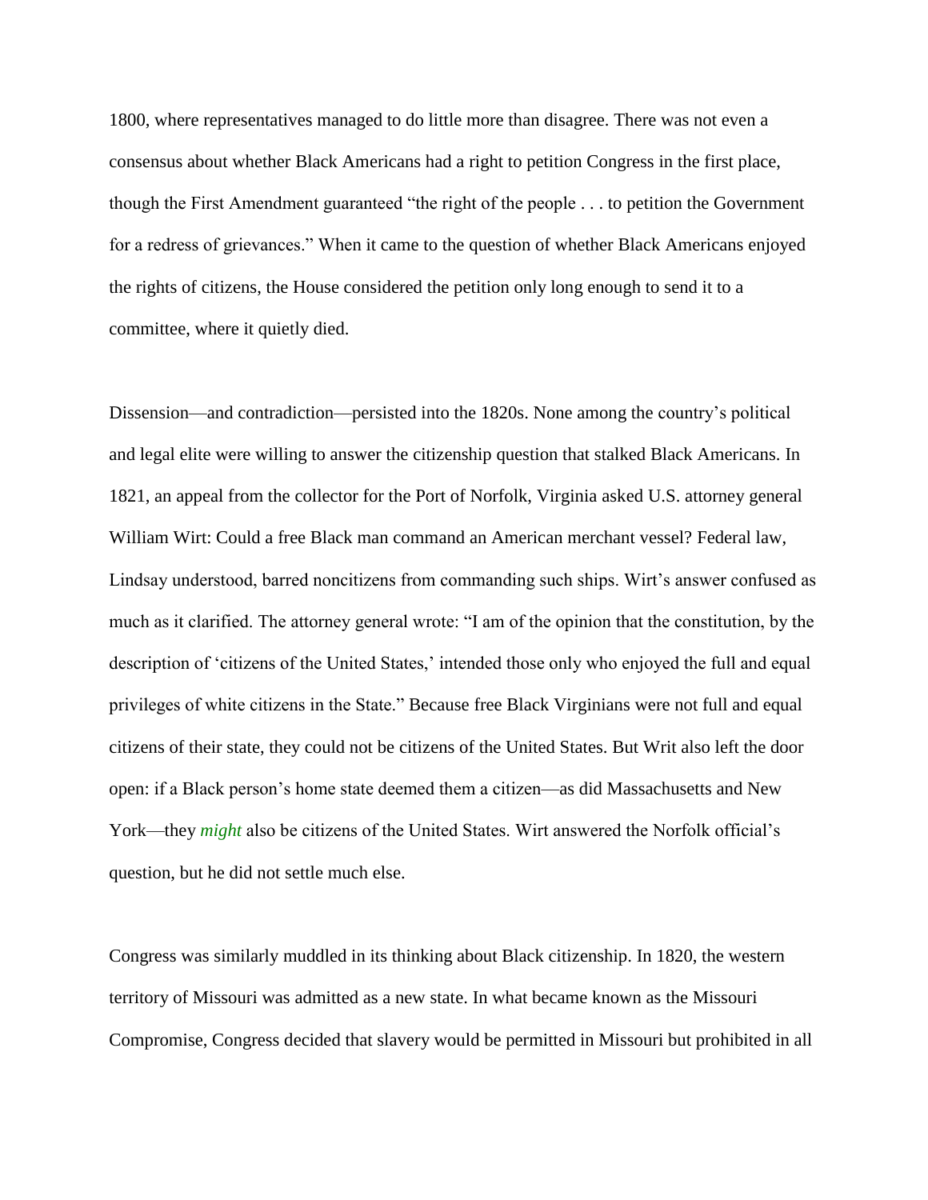1800, where representatives managed to do little more than disagree. There was not even a consensus about whether Black Americans had a right to petition Congress in the first place, though the First Amendment guaranteed "the right of the people . . . to petition the Government for a redress of grievances." When it came to the question of whether Black Americans enjoyed the rights of citizens, the House considered the petition only long enough to send it to a committee, where it quietly died.

Dissension—and contradiction—persisted into the 1820s. None among the country's political and legal elite were willing to answer the citizenship question that stalked Black Americans. In 1821, an appeal from the collector for the Port of Norfolk, Virginia asked U.S. attorney general William Wirt: Could a free Black man command an American merchant vessel? Federal law, Lindsay understood, barred noncitizens from commanding such ships. Wirt's answer confused as much as it clarified. The attorney general wrote: "I am of the opinion that the constitution, by the description of 'citizens of the United States,' intended those only who enjoyed the full and equal privileges of white citizens in the State." Because free Black Virginians were not full and equal citizens of their state, they could not be citizens of the United States. But Writ also left the door open: if a Black person's home state deemed them a citizen—as did Massachusetts and New York—they *might* also be citizens of the United States. Wirt answered the Norfolk official's question, but he did not settle much else.

Congress was similarly muddled in its thinking about Black citizenship. In 1820, the western territory of Missouri was admitted as a new state. In what became known as the Missouri Compromise, Congress decided that slavery would be permitted in Missouri but prohibited in all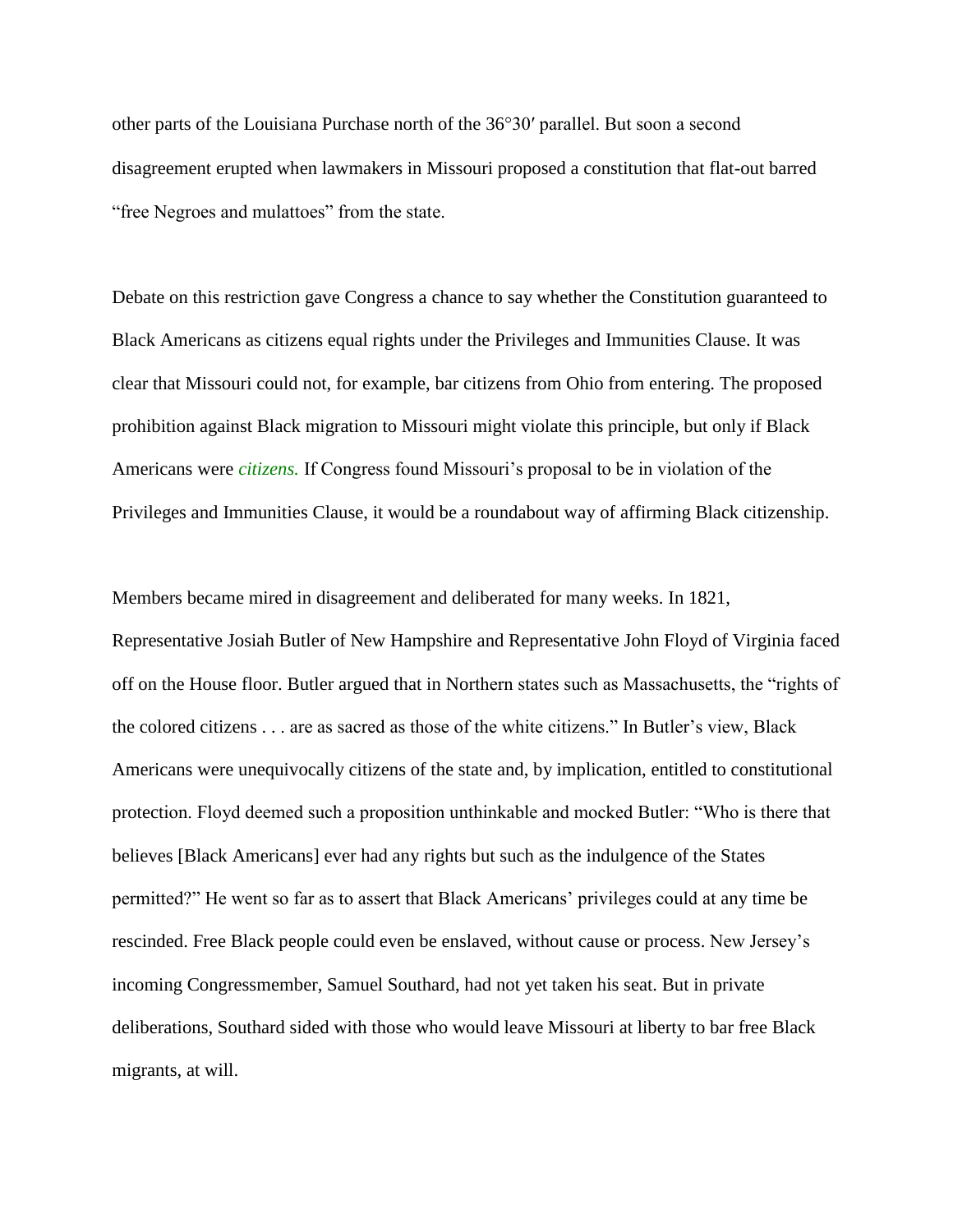other parts of the Louisiana Purchase north of the 36°30′ parallel. But soon a second disagreement erupted when lawmakers in Missouri proposed a constitution that flat-out barred "free Negroes and mulattoes" from the state.

Debate on this restriction gave Congress a chance to say whether the Constitution guaranteed to Black Americans as citizens equal rights under the Privileges and Immunities Clause. It was clear that Missouri could not, for example, bar citizens from Ohio from entering. The proposed prohibition against Black migration to Missouri might violate this principle, but only if Black Americans were *citizens.* If Congress found Missouri's proposal to be in violation of the Privileges and Immunities Clause, it would be a roundabout way of affirming Black citizenship.

Members became mired in disagreement and deliberated for many weeks. In 1821, Representative Josiah Butler of New Hampshire and Representative John Floyd of Virginia faced off on the House floor. Butler argued that in Northern states such as Massachusetts, the "rights of the colored citizens . . . are as sacred as those of the white citizens." In Butler's view, Black Americans were unequivocally citizens of the state and, by implication, entitled to constitutional protection. Floyd deemed such a proposition unthinkable and mocked Butler: "Who is there that believes [Black Americans] ever had any rights but such as the indulgence of the States permitted?" He went so far as to assert that Black Americans' privileges could at any time be rescinded. Free Black people could even be enslaved, without cause or process. New Jersey's incoming Congressmember, Samuel Southard, had not yet taken his seat. But in private deliberations, Southard sided with those who would leave Missouri at liberty to bar free Black migrants, at will.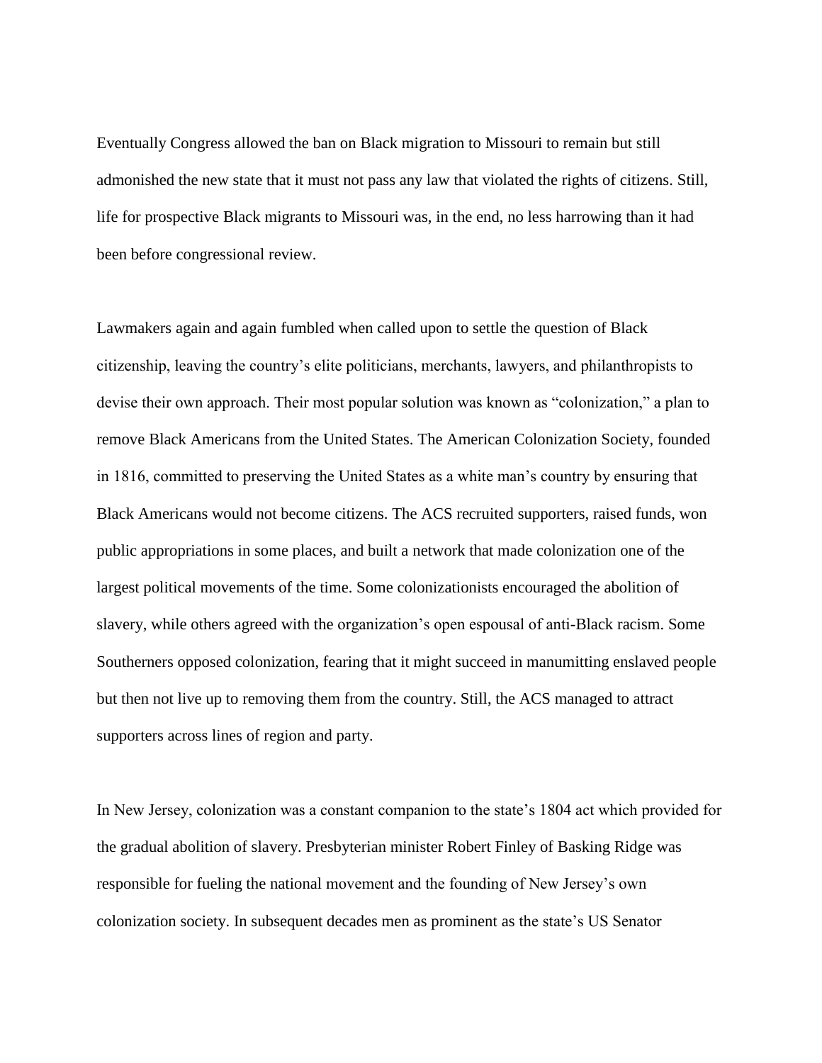Eventually Congress allowed the ban on Black migration to Missouri to remain but still admonished the new state that it must not pass any law that violated the rights of citizens. Still, life for prospective Black migrants to Missouri was, in the end, no less harrowing than it had been before congressional review.

Lawmakers again and again fumbled when called upon to settle the question of Black citizenship, leaving the country's elite politicians, merchants, lawyers, and philanthropists to devise their own approach. Their most popular solution was known as "colonization," a plan to remove Black Americans from the United States. The American Colonization Society, founded in 1816, committed to preserving the United States as a white man's country by ensuring that Black Americans would not become citizens. The ACS recruited supporters, raised funds, won public appropriations in some places, and built a network that made colonization one of the largest political movements of the time. Some colonizationists encouraged the abolition of slavery, while others agreed with the organization's open espousal of anti-Black racism. Some Southerners opposed colonization, fearing that it might succeed in manumitting enslaved people but then not live up to removing them from the country. Still, the ACS managed to attract supporters across lines of region and party.

In New Jersey, colonization was a constant companion to the state's 1804 act which provided for the gradual abolition of slavery. Presbyterian minister Robert Finley of Basking Ridge was responsible for fueling the national movement and the founding of New Jersey's own colonization society. In subsequent decades men as prominent as the state's US Senator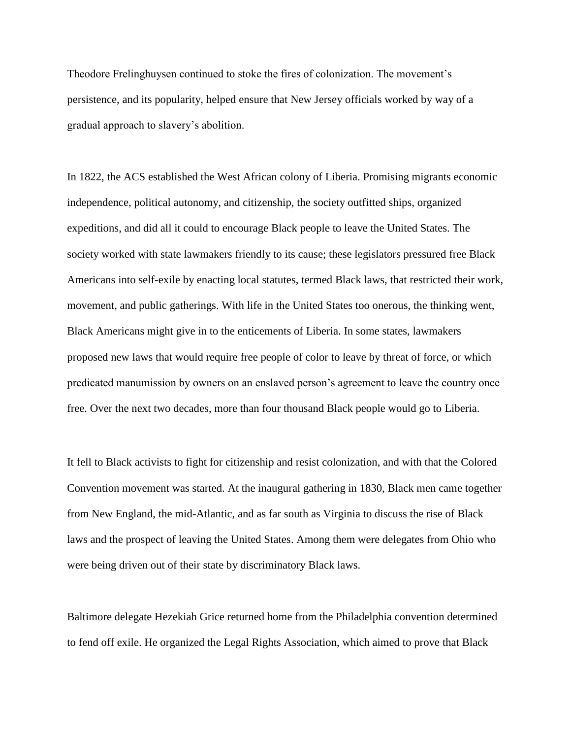Theodore Frelinghuysen continued to stoke the fires of colonization. The movement's persistence, and its popularity, helped ensure that New Jersey officials worked by way of a gradual approach to slavery's abolition.

In 1822, the ACS established the West African colony of Liberia. Promising migrants economic independence, political autonomy, and citizenship, the society outfitted ships, organized expeditions, and did all it could to encourage Black people to leave the United States. The society worked with state lawmakers friendly to its cause; these legislators pressured free Black Americans into self-exile by enacting local statutes, termed Black laws, that restricted their work, movement, and public gatherings. With life in the United States too onerous, the thinking went, Black Americans might give in to the enticements of Liberia. In some states, lawmakers proposed new laws that would require free people of color to leave by threat of force, or which predicated manumission by owners on an enslaved person's agreement to leave the country once free. Over the next two decades, more than four thousand Black people would go to Liberia.

It fell to Black activists to fight for citizenship and resist colonization, and with that the Colored Convention movement was started. At the inaugural gathering in 1830, Black men came together from New England, the mid-Atlantic, and as far south as Virginia to discuss the rise of Black laws and the prospect of leaving the United States. Among them were delegates from Ohio who were being driven out of their state by discriminatory Black laws.

Baltimore delegate Hezekiah Grice returned home from the Philadelphia convention determined to fend off exile. He organized the Legal Rights Association, which aimed to prove that Black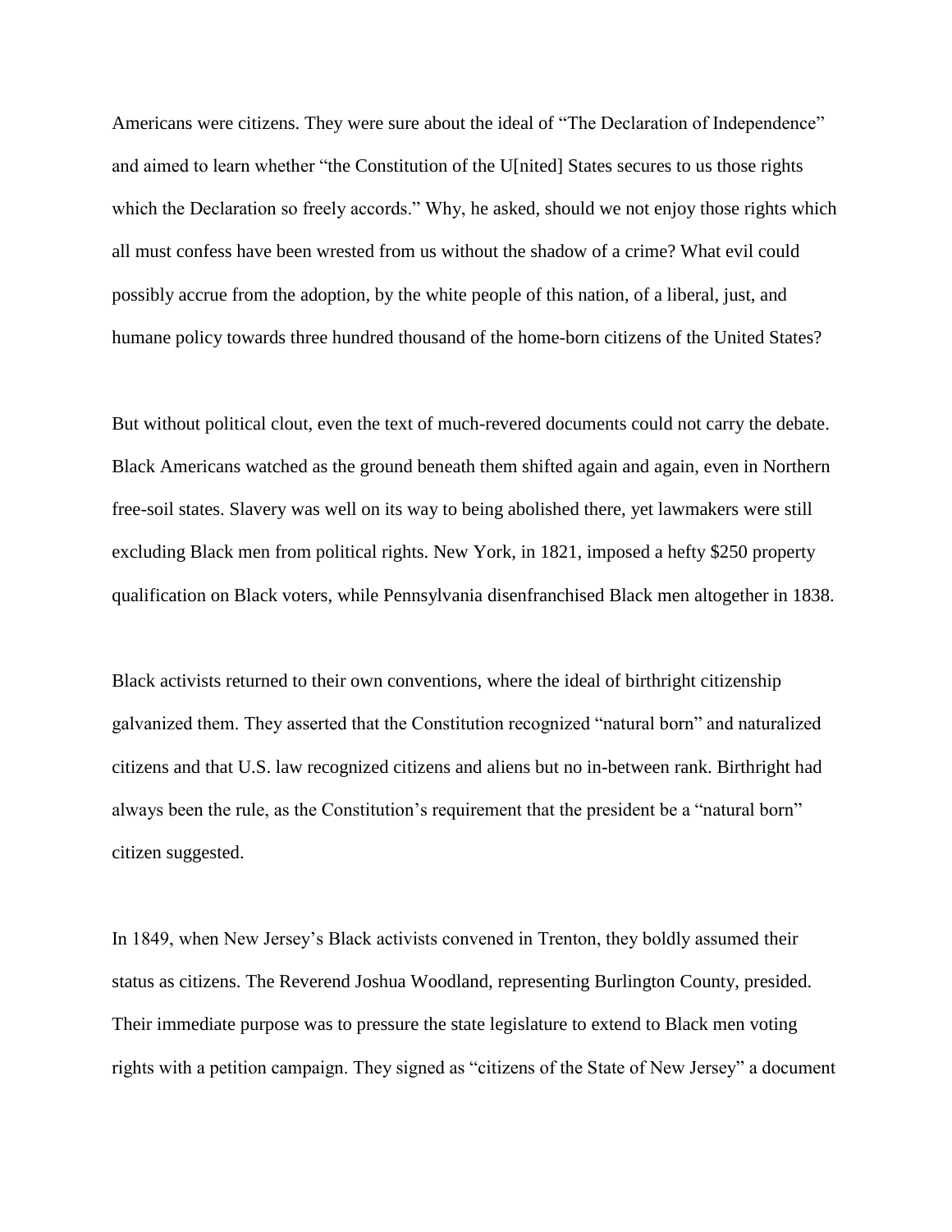Americans were citizens. They were sure about the ideal of "The Declaration of Independence" and aimed to learn whether "the Constitution of the U[nited] States secures to us those rights which the Declaration so freely accords." Why, he asked, should we not enjoy those rights which all must confess have been wrested from us without the shadow of a crime? What evil could possibly accrue from the adoption, by the white people of this nation, of a liberal, just, and humane policy towards three hundred thousand of the home-born citizens of the United States?

But without political clout, even the text of much-revered documents could not carry the debate. Black Americans watched as the ground beneath them shifted again and again, even in Northern free-soil states. Slavery was well on its way to being abolished there, yet lawmakers were still excluding Black men from political rights. New York, in 1821, imposed a hefty $250 property qualification on Black voters, while Pennsylvania disenfranchised Black men altogether in 1838.

Black activists returned to their own conventions, where the ideal of birthright citizenship galvanized them. They asserted that the Constitution recognized "natural born" and naturalized citizens and that U.S. law recognized citizens and aliens but no in-between rank. Birthright had always been the rule, as the Constitution's requirement that the president be a "natural born" citizen suggested.

In 1849, when New Jersey's Black activists convened in Trenton, they boldly assumed their status as citizens. The Reverend Joshua Woodland, representing Burlington County, presided. Their immediate purpose was to pressure the state legislature to extend to Black men voting rights with a petition campaign. They signed as "citizens of the State of New Jersey" a document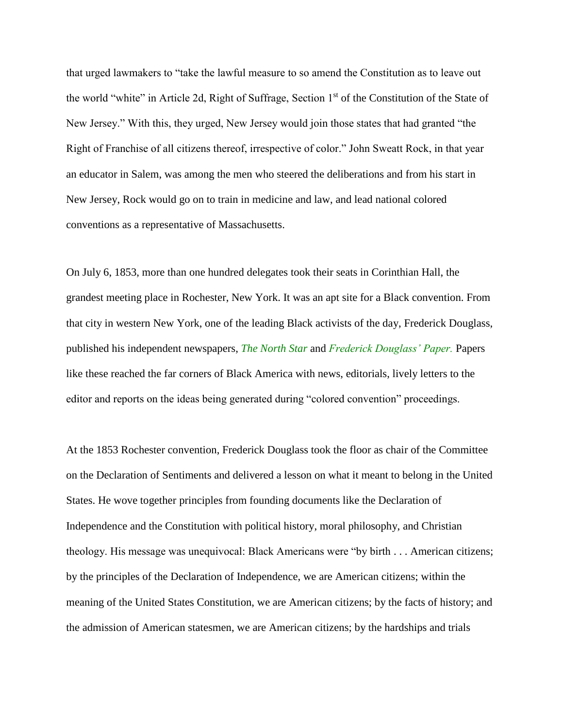that urged lawmakers to "take the lawful measure to so amend the Constitution as to leave out the world "white" in Article 2d, Right of Suffrage, Section 1st of the Constitution of the State of New Jersey." With this, they urged, New Jersey would join those states that had granted "the Right of Franchise of all citizens thereof, irrespective of color." John Sweatt Rock, in that year an educator in Salem, was among the men who steered the deliberations and from his start in New Jersey, Rock would go on to train in medicine and law, and lead national colored conventions as a representative of Massachusetts.

On July 6, 1853, more than one hundred delegates took their seats in Corinthian Hall, the grandest meeting place in Rochester, New York. It was an apt site for a Black convention. From that city in western New York, one of the leading Black activists of the day, Frederick Douglass, published his independent newspapers, *The North Star* and *Frederick Douglass' Paper.* Papers like these reached the far corners of Black America with news, editorials, lively letters to the editor and reports on the ideas being generated during "colored convention" proceedings.

At the 1853 Rochester convention, Frederick Douglass took the floor as chair of the Committee on the Declaration of Sentiments and delivered a lesson on what it meant to belong in the United States. He wove together principles from founding documents like the Declaration of Independence and the Constitution with political history, moral philosophy, and Christian theology. His message was unequivocal: Black Americans were "by birth . . . American citizens; by the principles of the Declaration of Independence, we are American citizens; within the meaning of the United States Constitution, we are American citizens; by the facts of history; and the admission of American statesmen, we are American citizens; by the hardships and trials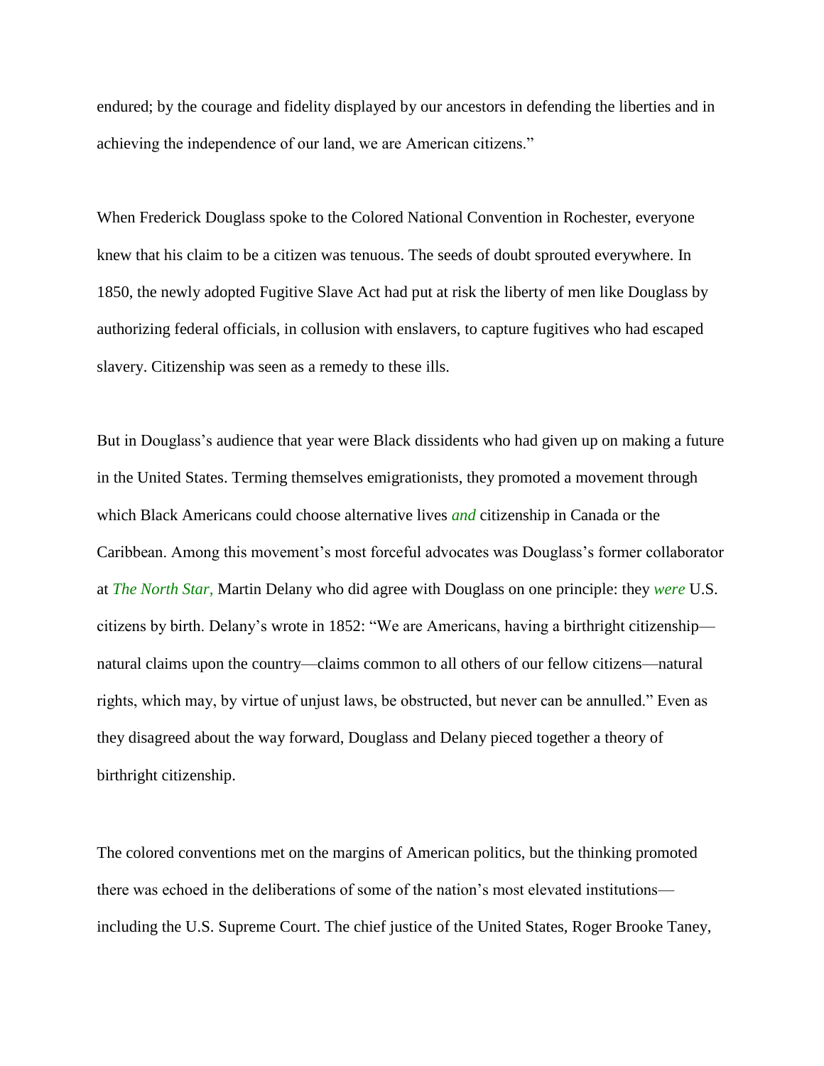endured; by the courage and fidelity displayed by our ancestors in defending the liberties and in achieving the independence of our land, we are American citizens."

When Frederick Douglass spoke to the Colored National Convention in Rochester, everyone knew that his claim to be a citizen was tenuous. The seeds of doubt sprouted everywhere. In 1850, the newly adopted Fugitive Slave Act had put at risk the liberty of men like Douglass by authorizing federal officials, in collusion with enslavers, to capture fugitives who had escaped slavery. Citizenship was seen as a remedy to these ills.

But in Douglass's audience that year were Black dissidents who had given up on making a future in the United States. Terming themselves emigrationists, they promoted a movement through which Black Americans could choose alternative lives *and* citizenship in Canada or the Caribbean. Among this movement's most forceful advocates was Douglass's former collaborator at *The North Star,* Martin Delany who did agree with Douglass on one principle: they *were* U.S. citizens by birth. Delany's wrote in 1852: "We are Americans, having a birthright citizenship—natural claims upon the country—claims common to all others of our fellow citizens—natural rights, which may, by virtue of unjust laws, be obstructed, but never can be annulled." Even as they disagreed about the way forward, Douglass and Delany pieced together a theory of birthright citizenship.

The colored conventions met on the margins of American politics, but the thinking promoted there was echoed in the deliberations of some of the nation's most elevated institutions—including the U.S. Supreme Court. The chief justice of the United States, Roger Brooke Taney,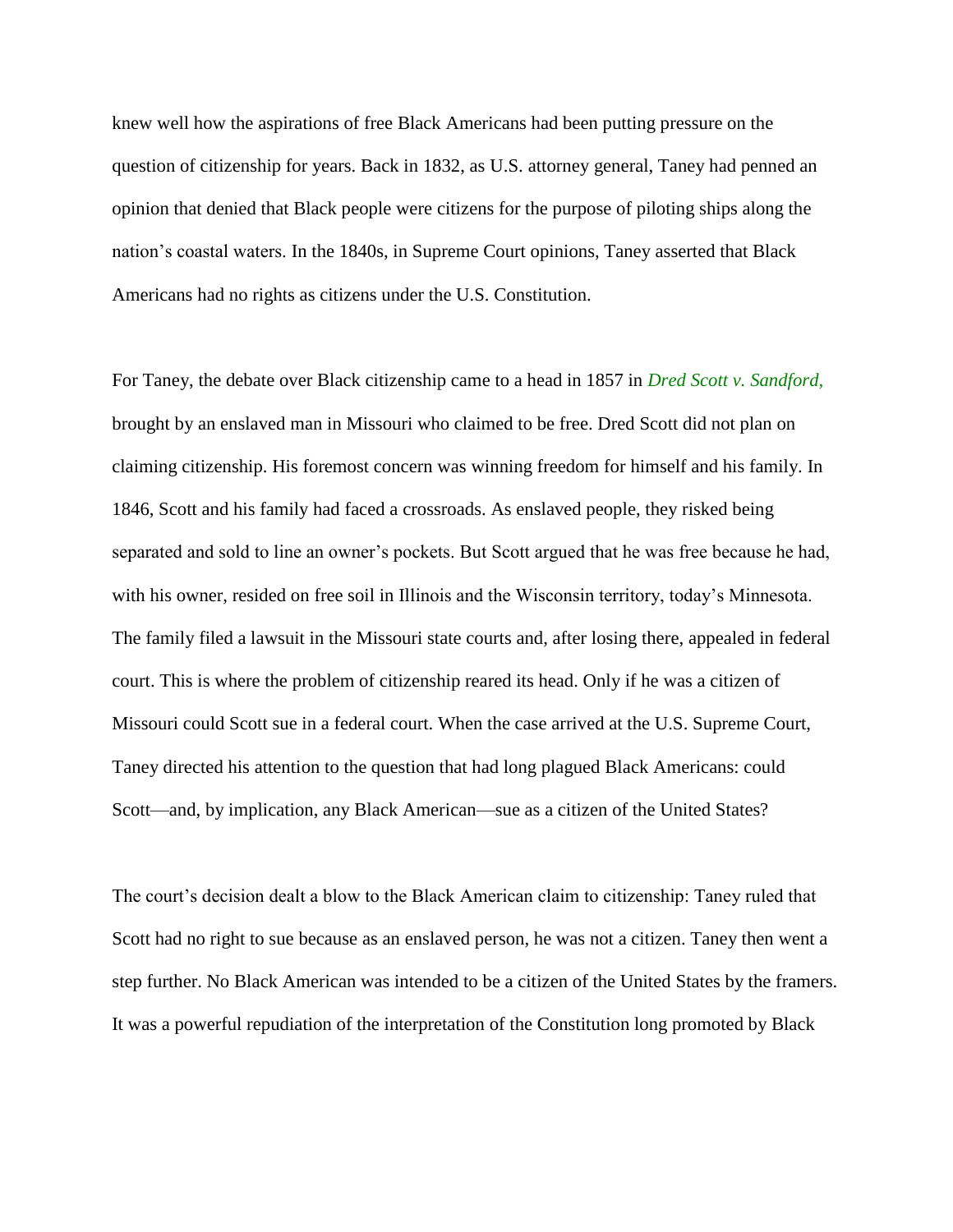knew well how the aspirations of free Black Americans had been putting pressure on the question of citizenship for years. Back in 1832, as U.S. attorney general, Taney had penned an opinion that denied that Black people were citizens for the purpose of piloting ships along the nation's coastal waters. In the 1840s, in Supreme Court opinions, Taney asserted that Black Americans had no rights as citizens under the U.S. Constitution.

For Taney, the debate over Black citizenship came to a head in 1857 in *Dred Scott v. Sandford,* brought by an enslaved man in Missouri who claimed to be free. Dred Scott did not plan on claiming citizenship. His foremost concern was winning freedom for himself and his family. In 1846, Scott and his family had faced a crossroads. As enslaved people, they risked being separated and sold to line an owner's pockets. But Scott argued that he was free because he had, with his owner, resided on free soil in Illinois and the Wisconsin territory, today's Minnesota. The family filed a lawsuit in the Missouri state courts and, after losing there, appealed in federal court. This is where the problem of citizenship reared its head. Only if he was a citizen of Missouri could Scott sue in a federal court. When the case arrived at the U.S. Supreme Court, Taney directed his attention to the question that had long plagued Black Americans: could Scott—and, by implication, any Black American—sue as a citizen of the United States?

The court's decision dealt a blow to the Black American claim to citizenship: Taney ruled that Scott had no right to sue because as an enslaved person, he was not a citizen. Taney then went a step further. No Black American was intended to be a citizen of the United States by the framers. It was a powerful repudiation of the interpretation of the Constitution long promoted by Black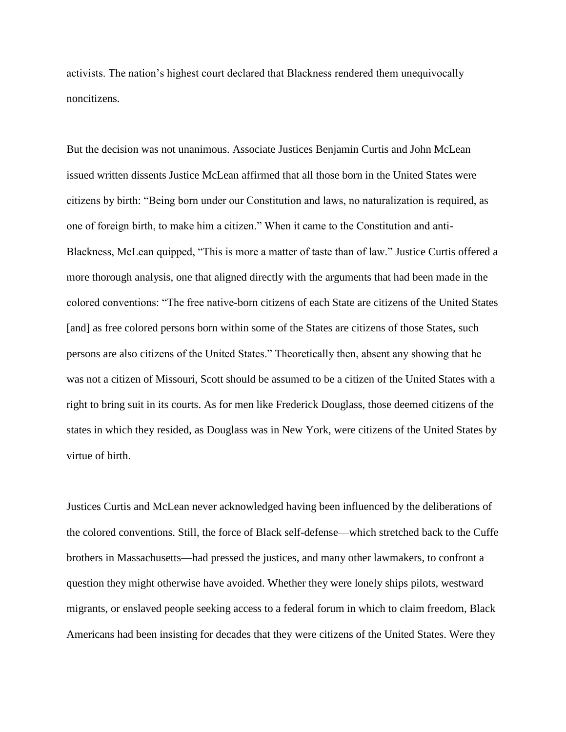activists. The nation's highest court declared that Blackness rendered them unequivocally noncitizens.

But the decision was not unanimous. Associate Justices Benjamin Curtis and John McLean issued written dissents Justice McLean affirmed that all those born in the United States were citizens by birth: "Being born under our Constitution and laws, no naturalization is required, as one of foreign birth, to make him a citizen." When it came to the Constitution and anti-Blackness, McLean quipped, "This is more a matter of taste than of law." Justice Curtis offered a more thorough analysis, one that aligned directly with the arguments that had been made in the colored conventions: "The free native-born citizens of each State are citizens of the United States [and] as free colored persons born within some of the States are citizens of those States, such persons are also citizens of the United States." Theoretically then, absent any showing that he was not a citizen of Missouri, Scott should be assumed to be a citizen of the United States with a right to bring suit in its courts. As for men like Frederick Douglass, those deemed citizens of the states in which they resided, as Douglass was in New York, were citizens of the United States by virtue of birth.

Justices Curtis and McLean never acknowledged having been influenced by the deliberations of the colored conventions. Still, the force of Black self-defense—which stretched back to the Cuffe brothers in Massachusetts—had pressed the justices, and many other lawmakers, to confront a question they might otherwise have avoided. Whether they were lonely ships pilots, westward migrants, or enslaved people seeking access to a federal forum in which to claim freedom, Black Americans had been insisting for decades that they were citizens of the United States. Were they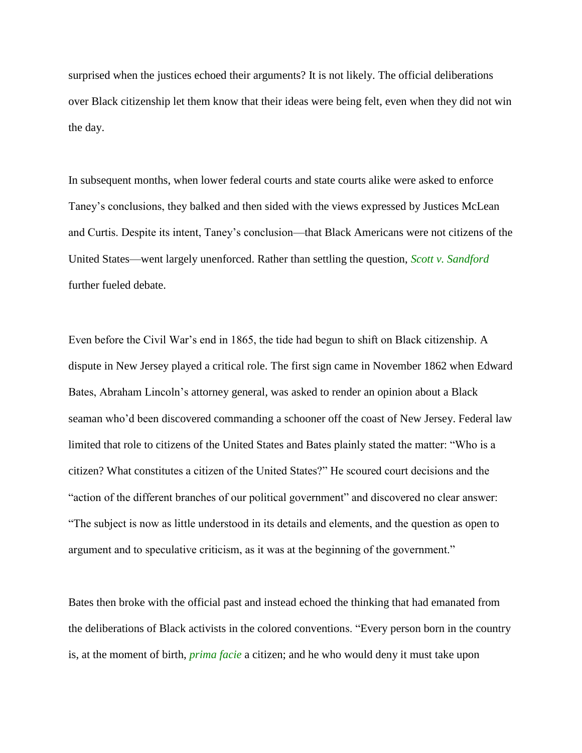surprised when the justices echoed their arguments? It is not likely. The official deliberations over Black citizenship let them know that their ideas were being felt, even when they did not win the day.

In subsequent months, when lower federal courts and state courts alike were asked to enforce Taney's conclusions, they balked and then sided with the views expressed by Justices McLean and Curtis. Despite its intent, Taney's conclusion—that Black Americans were not citizens of the United States—went largely unenforced. Rather than settling the question, *Scott v. Sandford* further fueled debate.

Even before the Civil War's end in 1865, the tide had begun to shift on Black citizenship. A dispute in New Jersey played a critical role. The first sign came in November 1862 when Edward Bates, Abraham Lincoln's attorney general, was asked to render an opinion about a Black seaman who'd been discovered commanding a schooner off the coast of New Jersey. Federal law limited that role to citizens of the United States and Bates plainly stated the matter: "Who is a citizen? What constitutes a citizen of the United States?" He scoured court decisions and the "action of the different branches of our political government" and discovered no clear answer: "The subject is now as little understood in its details and elements, and the question as open to argument and to speculative criticism, as it was at the beginning of the government."

Bates then broke with the official past and instead echoed the thinking that had emanated from the deliberations of Black activists in the colored conventions. "Every person born in the country is, at the moment of birth, *prima facie* a citizen; and he who would deny it must take upon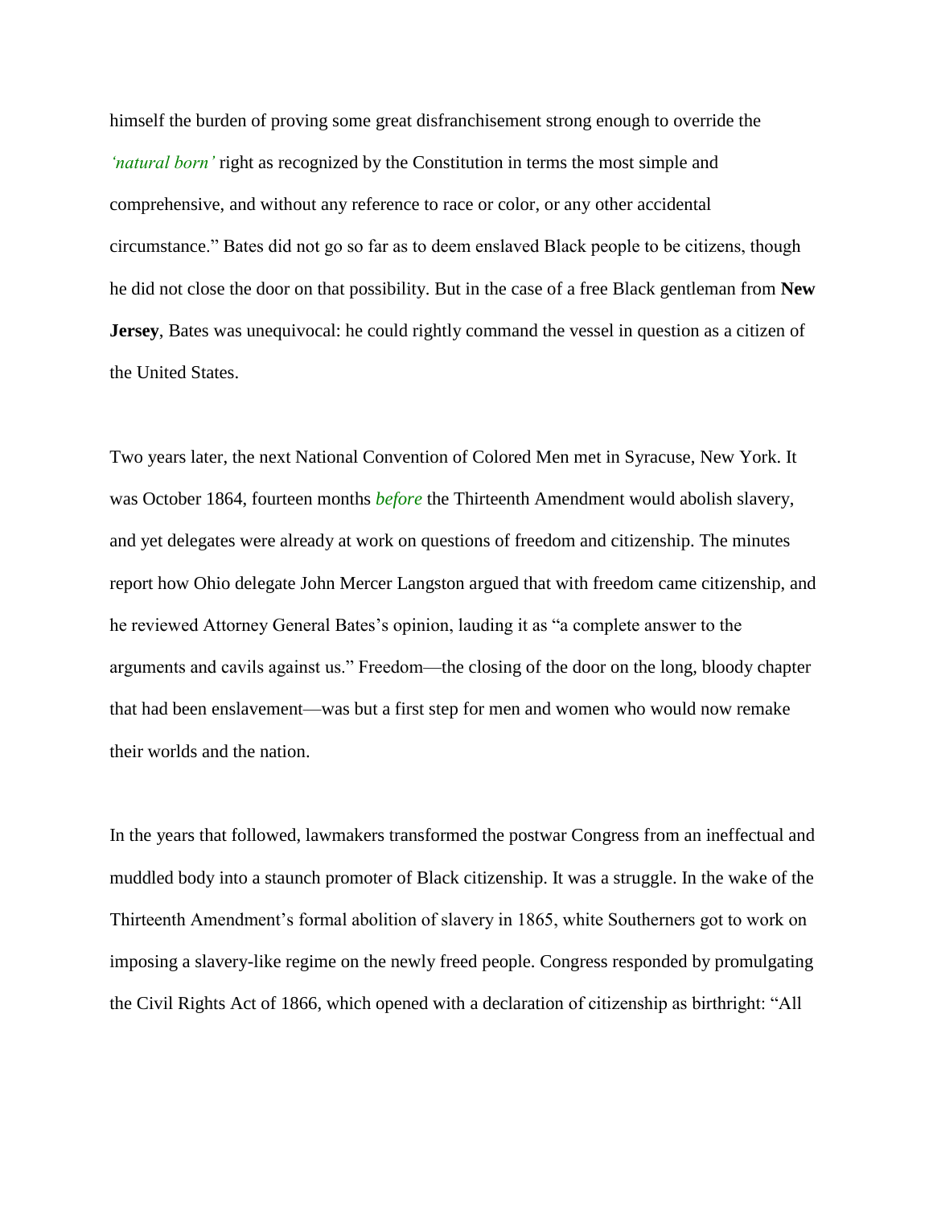himself the burden of proving some great disfranchisement strong enough to override the *'natural born'* right as recognized by the Constitution in terms the most simple and comprehensive, and without any reference to race or color, or any other accidental circumstance." Bates did not go so far as to deem enslaved Black people to be citizens, though he did not close the door on that possibility. But in the case of a free Black gentleman from **New Jersey**, Bates was unequivocal: he could rightly command the vessel in question as a citizen of the United States.

Two years later, the next National Convention of Colored Men met in Syracuse, New York. It was October 1864, fourteen months *before* the Thirteenth Amendment would abolish slavery, and yet delegates were already at work on questions of freedom and citizenship. The minutes report how Ohio delegate John Mercer Langston argued that with freedom came citizenship, and he reviewed Attorney General Bates's opinion, lauding it as "a complete answer to the arguments and cavils against us." Freedom—the closing of the door on the long, bloody chapter that had been enslavement—was but a first step for men and women who would now remake their worlds and the nation.

In the years that followed, lawmakers transformed the postwar Congress from an ineffectual and muddled body into a staunch promoter of Black citizenship. It was a struggle. In the wake of the Thirteenth Amendment's formal abolition of slavery in 1865, white Southerners got to work on imposing a slavery-like regime on the newly freed people. Congress responded by promulgating the Civil Rights Act of 1866, which opened with a declaration of citizenship as birthright: "All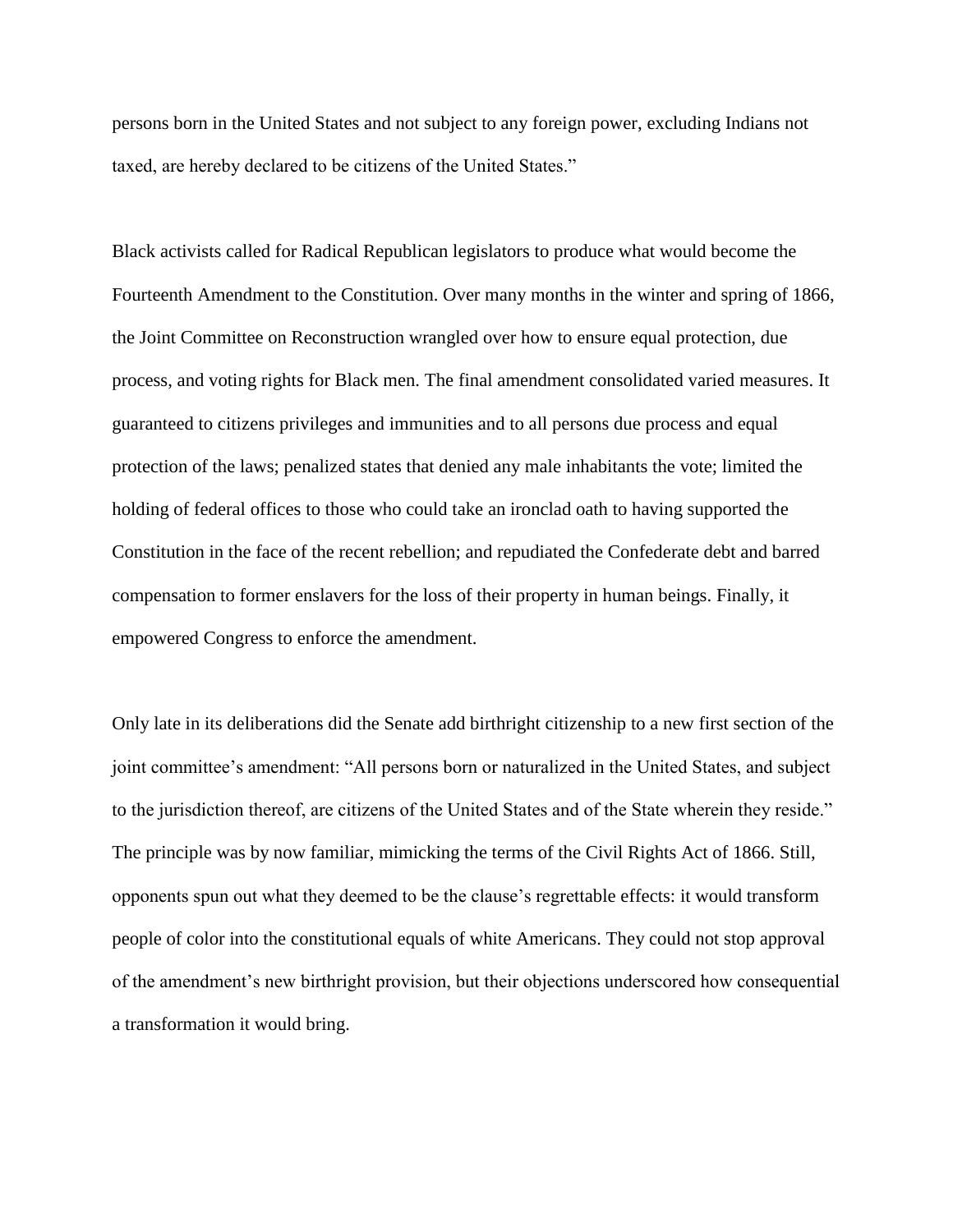persons born in the United States and not subject to any foreign power, excluding Indians not taxed, are hereby declared to be citizens of the United States."

Black activists called for Radical Republican legislators to produce what would become the Fourteenth Amendment to the Constitution. Over many months in the winter and spring of 1866, the Joint Committee on Reconstruction wrangled over how to ensure equal protection, due process, and voting rights for Black men. The final amendment consolidated varied measures. It guaranteed to citizens privileges and immunities and to all persons due process and equal protection of the laws; penalized states that denied any male inhabitants the vote; limited the holding of federal offices to those who could take an ironclad oath to having supported the Constitution in the face of the recent rebellion; and repudiated the Confederate debt and barred compensation to former enslavers for the loss of their property in human beings. Finally, it empowered Congress to enforce the amendment.

Only late in its deliberations did the Senate add birthright citizenship to a new first section of the joint committee's amendment: "All persons born or naturalized in the United States, and subject to the jurisdiction thereof, are citizens of the United States and of the State wherein they reside." The principle was by now familiar, mimicking the terms of the Civil Rights Act of 1866. Still, opponents spun out what they deemed to be the clause's regrettable effects: it would transform people of color into the constitutional equals of white Americans. They could not stop approval of the amendment's new birthright provision, but their objections underscored how consequential a transformation it would bring.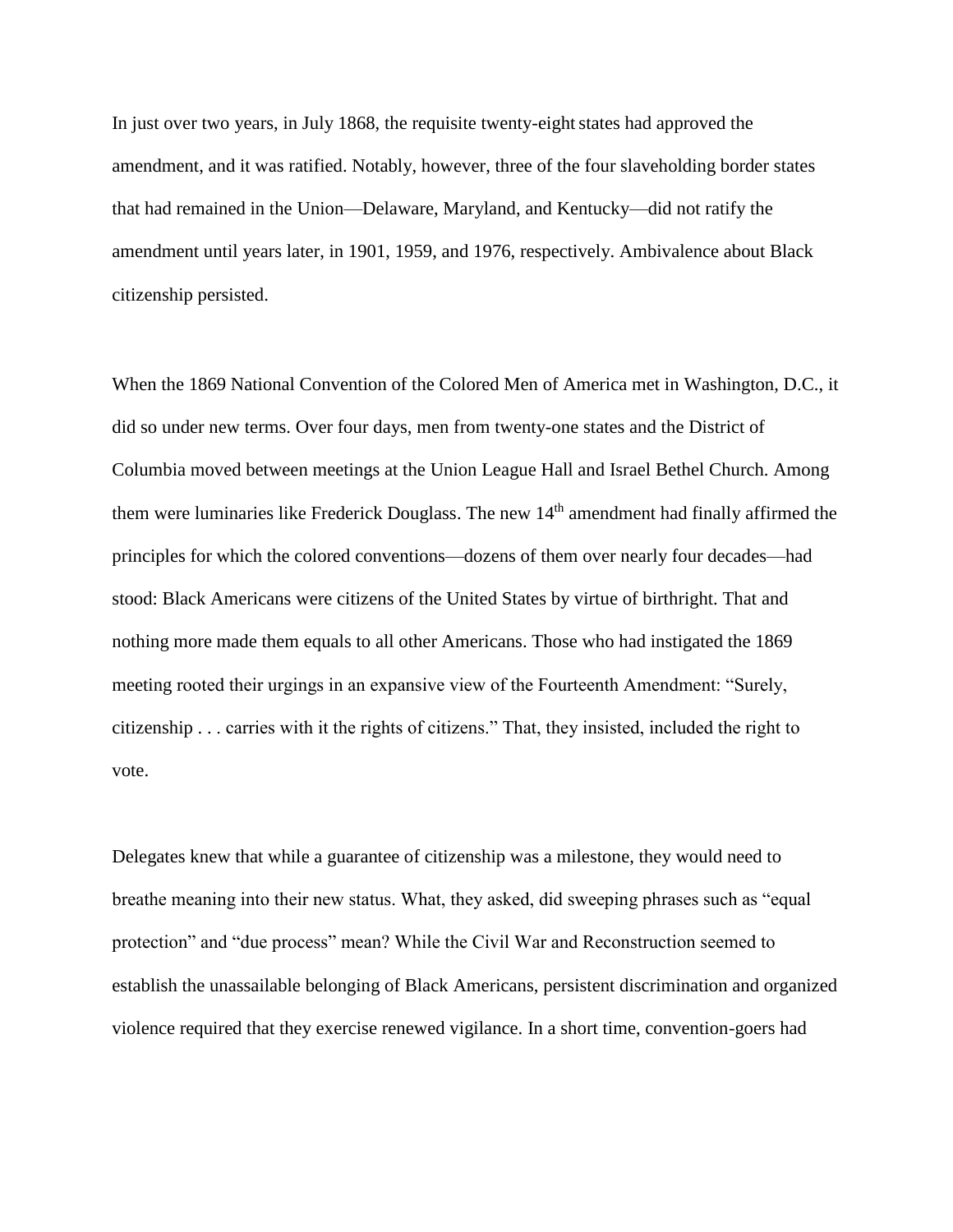In just over two years, in July 1868, the requisite twenty-eight states had approved the amendment, and it was ratified. Notably, however, three of the four slaveholding border states that had remained in the Union—Delaware, Maryland, and Kentucky—did not ratify the amendment until years later, in 1901, 1959, and 1976, respectively. Ambivalence about Black citizenship persisted.

When the 1869 National Convention of the Colored Men of America met in Washington, D.C., it did so under new terms. Over four days, men from twenty-one states and the District of Columbia moved between meetings at the Union League Hall and Israel Bethel Church. Among them were luminaries like Frederick Douglass. The new 14th amendment had finally affirmed the principles for which the colored conventions—dozens of them over nearly four decades—had stood: Black Americans were citizens of the United States by virtue of birthright. That and nothing more made them equals to all other Americans. Those who had instigated the 1869 meeting rooted their urgings in an expansive view of the Fourteenth Amendment: "Surely, citizenship . . . carries with it the rights of citizens." That, they insisted, included the right to vote.

Delegates knew that while a guarantee of citizenship was a milestone, they would need to breathe meaning into their new status. What, they asked, did sweeping phrases such as "equal protection" and "due process" mean? While the Civil War and Reconstruction seemed to establish the unassailable belonging of Black Americans, persistent discrimination and organized violence required that they exercise renewed vigilance. In a short time, convention-goers had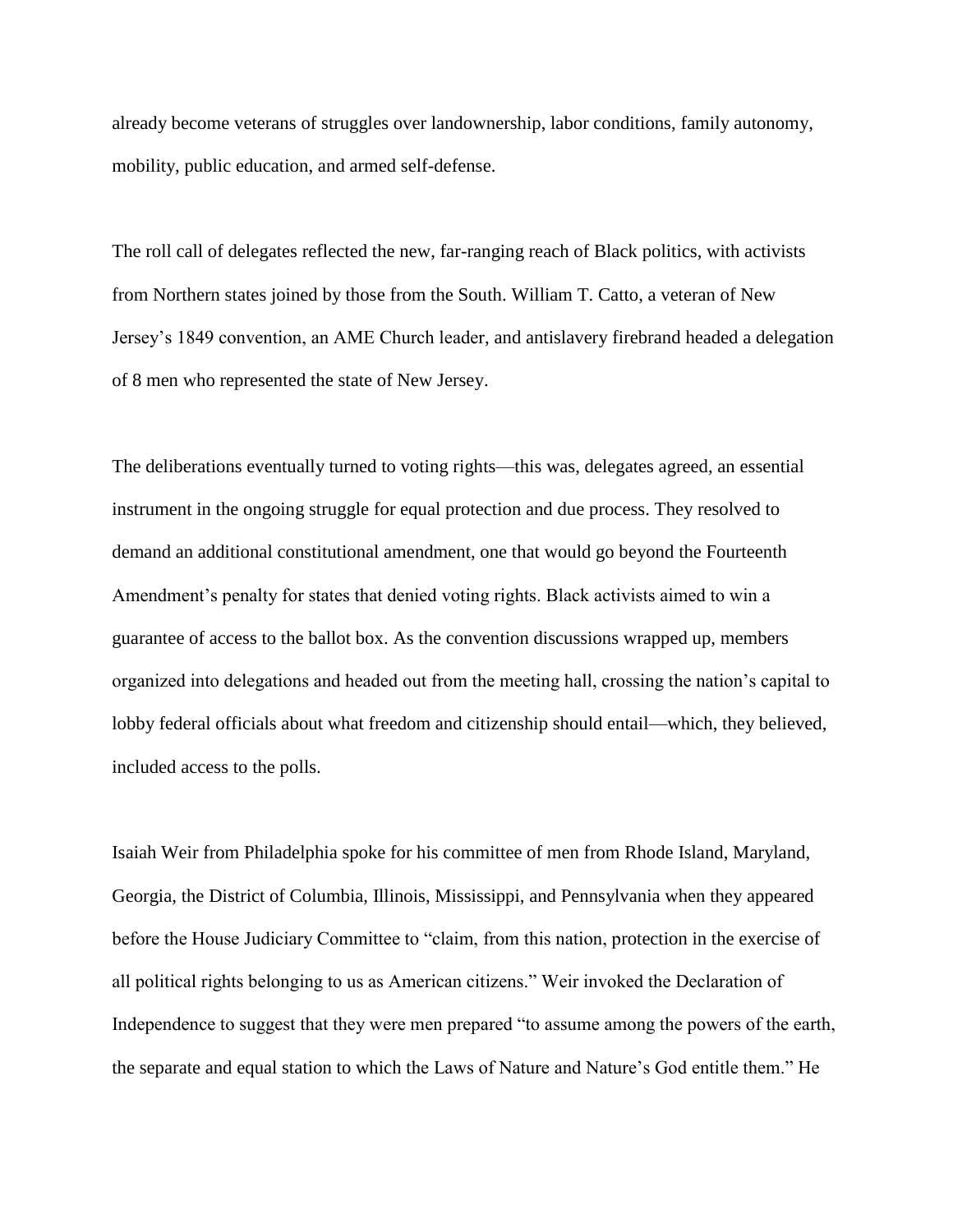already become veterans of struggles over landownership, labor conditions, family autonomy, mobility, public education, and armed self-defense.

The roll call of delegates reflected the new, far-ranging reach of Black politics, with activists from Northern states joined by those from the South. William T. Catto, a veteran of New Jersey's 1849 convention, an AME Church leader, and antislavery firebrand headed a delegation of 8 men who represented the state of New Jersey.

The deliberations eventually turned to voting rights—this was, delegates agreed, an essential instrument in the ongoing struggle for equal protection and due process. They resolved to demand an additional constitutional amendment, one that would go beyond the Fourteenth Amendment's penalty for states that denied voting rights. Black activists aimed to win a guarantee of access to the ballot box. As the convention discussions wrapped up, members organized into delegations and headed out from the meeting hall, crossing the nation's capital to lobby federal officials about what freedom and citizenship should entail—which, they believed, included access to the polls.

Isaiah Weir from Philadelphia spoke for his committee of men from Rhode Island, Maryland, Georgia, the District of Columbia, Illinois, Mississippi, and Pennsylvania when they appeared before the House Judiciary Committee to "claim, from this nation, protection in the exercise of all political rights belonging to us as American citizens." Weir invoked the Declaration of Independence to suggest that they were men prepared "to assume among the powers of the earth, the separate and equal station to which the Laws of Nature and Nature's God entitle them." He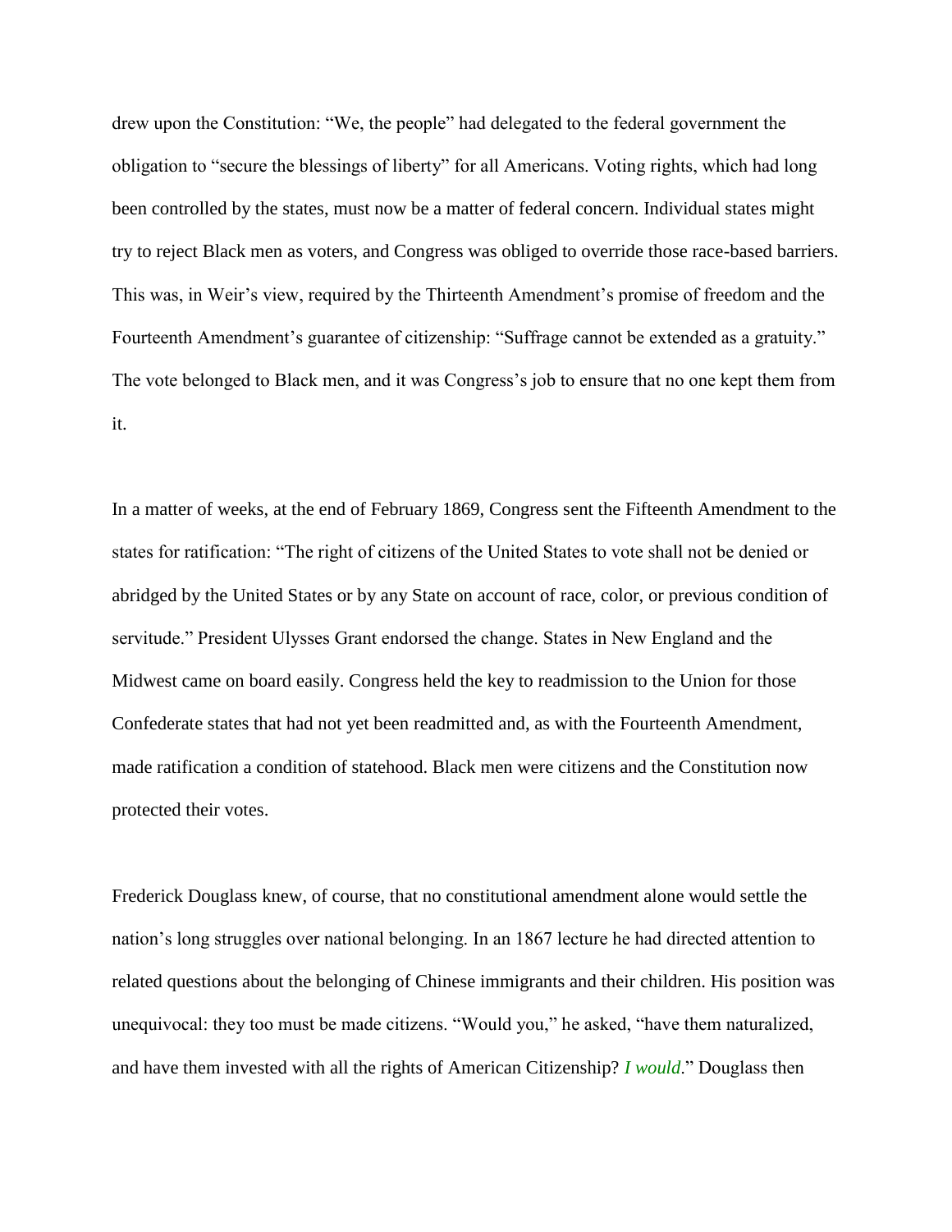drew upon the Constitution: "We, the people" had delegated to the federal government the obligation to "secure the blessings of liberty" for all Americans. Voting rights, which had long been controlled by the states, must now be a matter of federal concern. Individual states might try to reject Black men as voters, and Congress was obliged to override those race-based barriers. This was, in Weir's view, required by the Thirteenth Amendment's promise of freedom and the Fourteenth Amendment's guarantee of citizenship: "Suffrage cannot be extended as a gratuity." The vote belonged to Black men, and it was Congress's job to ensure that no one kept them from it.

In a matter of weeks, at the end of February 1869, Congress sent the Fifteenth Amendment to the states for ratification: "The right of citizens of the United States to vote shall not be denied or abridged by the United States or by any State on account of race, color, or previous condition of servitude." President Ulysses Grant endorsed the change. States in New England and the Midwest came on board easily. Congress held the key to readmission to the Union for those Confederate states that had not yet been readmitted and, as with the Fourteenth Amendment, made ratification a condition of statehood. Black men were citizens and the Constitution now protected their votes.

Frederick Douglass knew, of course, that no constitutional amendment alone would settle the nation's long struggles over national belonging. In an 1867 lecture he had directed attention to related questions about the belonging of Chinese immigrants and their children. His position was unequivocal: they too must be made citizens. "Would you," he asked, "have them naturalized, and have them invested with all the rights of American Citizenship? *I would*." Douglass then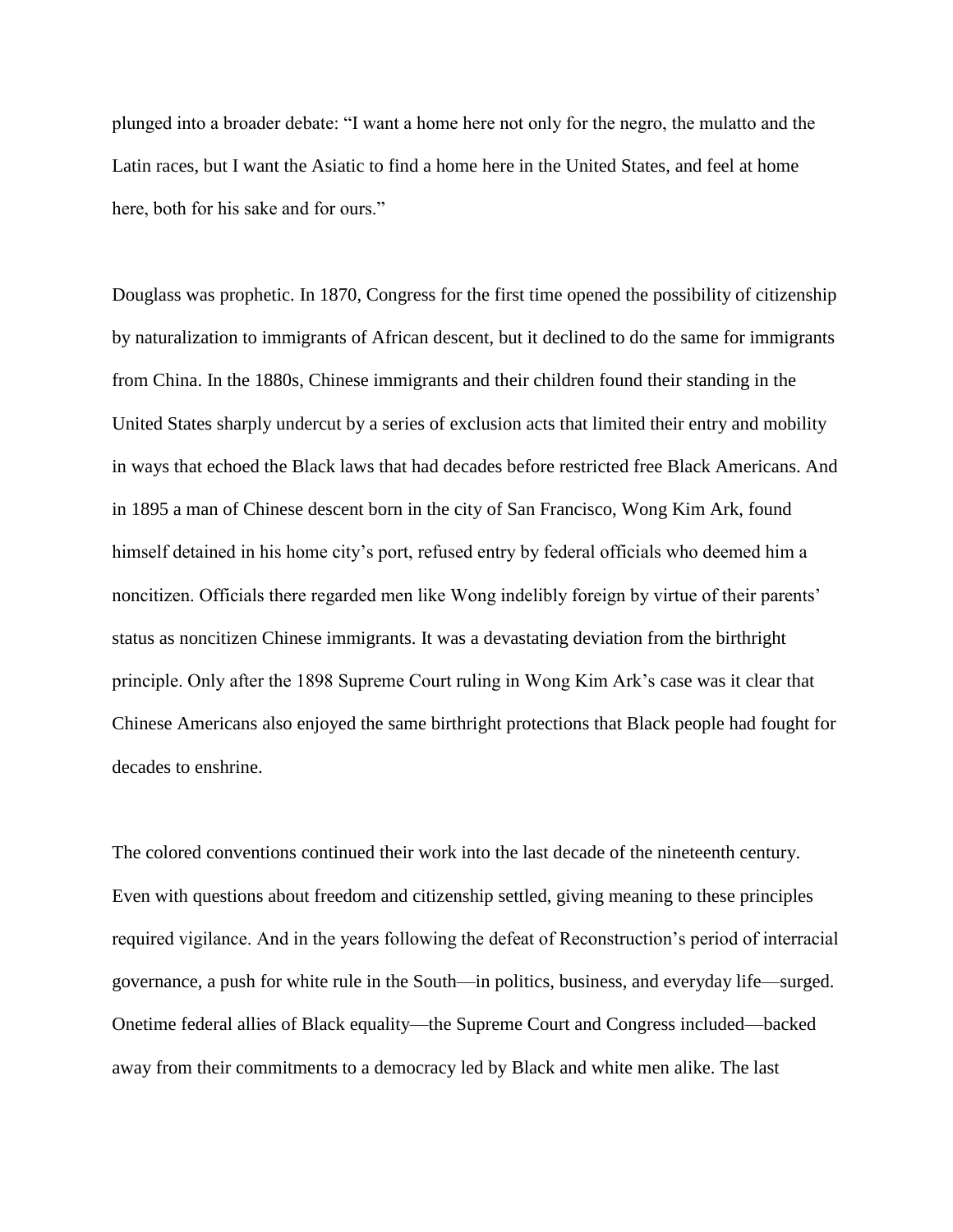plunged into a broader debate: “I want a home here not only for the negro, the mulatto and the Latin races, but I want the Asiatic to find a home here in the United States, and feel at home here, both for his sake and for ours.”

Douglass was prophetic. In 1870, Congress for the first time opened the possibility of citizenship by naturalization to immigrants of African descent, but it declined to do the same for immigrants from China. In the 1880s, Chinese immigrants and their children found their standing in the United States sharply undercut by a series of exclusion acts that limited their entry and mobility in ways that echoed the Black laws that had decades before restricted free Black Americans. And in 1895 a man of Chinese descent born in the city of San Francisco, Wong Kim Ark, found himself detained in his home city’s port, refused entry by federal officials who deemed him a noncitizen. Officials there regarded men like Wong indelibly foreign by virtue of their parents’ status as noncitizen Chinese immigrants. It was a devastating deviation from the birthright principle. Only after the 1898 Supreme Court ruling in Wong Kim Ark’s case was it clear that Chinese Americans also enjoyed the same birthright protections that Black people had fought for decades to enshrine.

The colored conventions continued their work into the last decade of the nineteenth century. Even with questions about freedom and citizenship settled, giving meaning to these principles required vigilance. And in the years following the defeat of Reconstruction’s period of interracial governance, a push for white rule in the South—in politics, business, and everyday life—surged. Onetime federal allies of Black equality—the Supreme Court and Congress included—backed away from their commitments to a democracy led by Black and white men alike. The last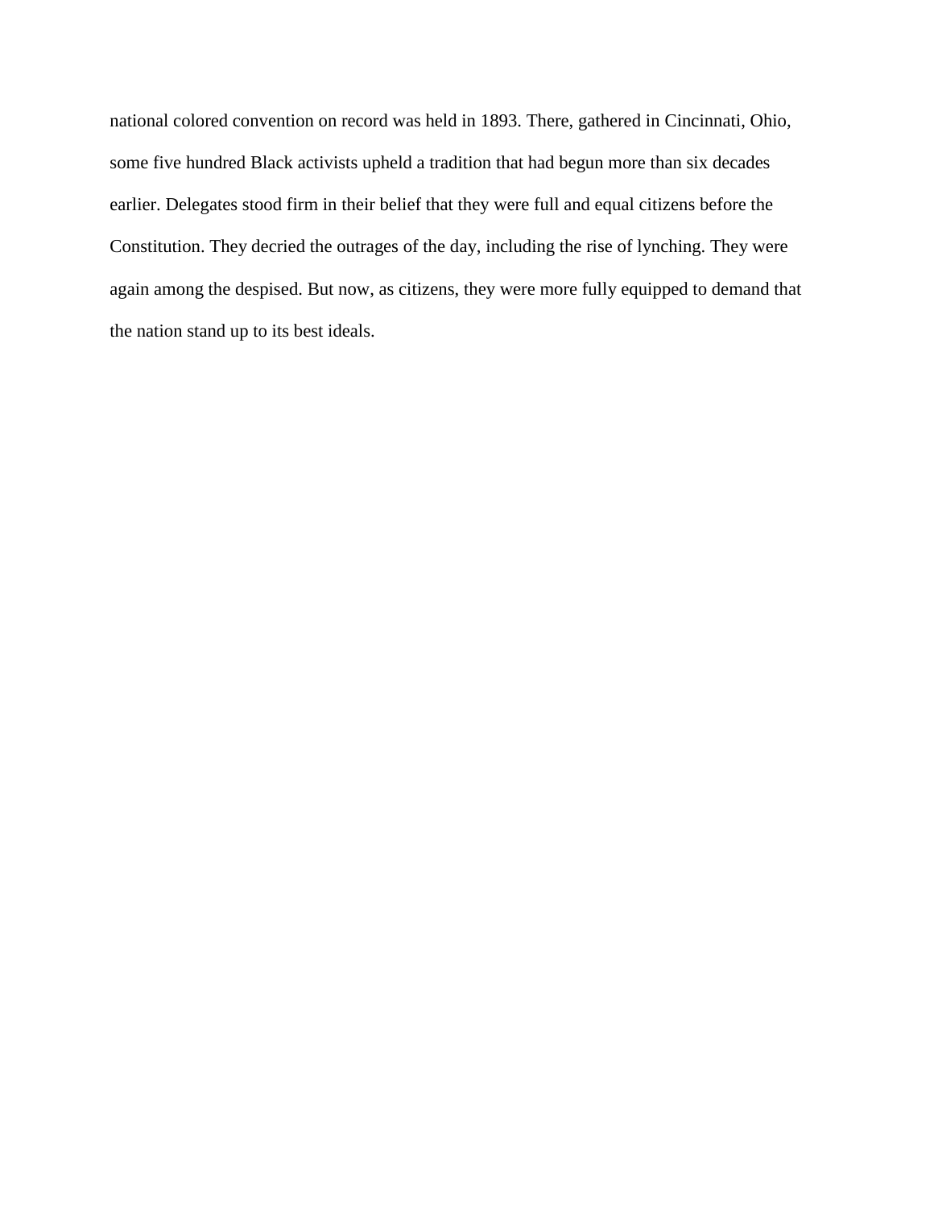national colored convention on record was held in 1893. There, gathered in Cincinnati, Ohio, some five hundred Black activists upheld a tradition that had begun more than six decades earlier. Delegates stood firm in their belief that they were full and equal citizens before the Constitution. They decried the outrages of the day, including the rise of lynching. They were again among the despised. But now, as citizens, they were more fully equipped to demand that the nation stand up to its best ideals.